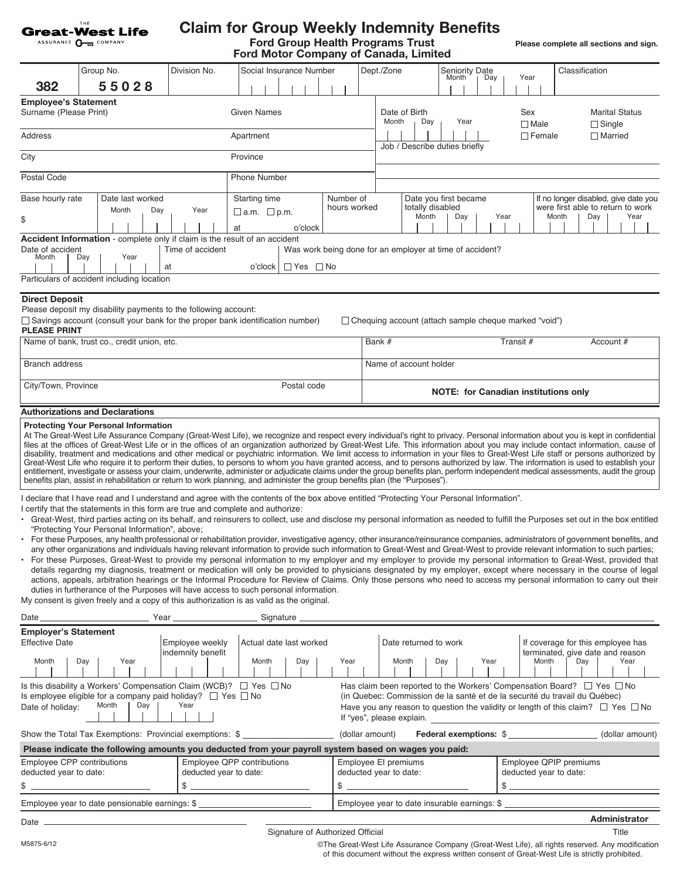THE Great-West Life ASSURANCE COMPANY

# Claim for Group Weekly Indemnity Benefits

**Ford Group Health Programs Trust**
**Ford Motor Company of Canada, Limited**

**Please complete all sections and sign.**

| 382 | Group No. 55028 | Division No. | Social Insurance Number | Dept./Zone | Seniority Date (Month / Day / Year) | Classification |
|---|---|---|---|---|---|---|

## Employee's Statement

| Surname (Please Print) | Given Names | Date of Birth (Month / Day / Year) | Sex ☐ Male ☐ Female | Marital Status ☐ Single ☐ Married |
|---|---|---|---|---|
| Address | Apartment | Job / Describe duties briefly | | |
| City | Province | | | |
| Postal Code | Phone Number | | | |

| Base hourly rate | Date last worked (Month / Day / Year) | Starting time ☐ a.m. ☐ p.m. | Number of hours worked | Date you first became totally disabled (Month / Day / Year) | If no longer disabled, give date you were first able to return to work (Month / Day / Year) |
|---|---|---|---|---|---|
| $ | | at ____ o'clock | | | |

**Accident Information** - complete only if claim is the result of an accident

| Date of accident (Month / Day / Year) | Time of accident | Was work being done for an employer at time of accident? |
|---|---|---|
| | at ____ o'clock | ☐ Yes ☐ No |

Particulars of accident including location

**Direct Deposit**

Please deposit my disability payments to the following account:

☐ Savings account (consult your bank for the proper bank identification number) ☐ Chequing account (attach sample cheque marked "void")

**PLEASE PRINT**

| Name of bank, trust co., credit union, etc. | | Bank # | Transit # | Account # |
|---|---|---|---|---|
| Branch address | | Name of account holder | | |
| City/Town, Province | Postal code | **NOTE: for Canadian institutions only** | | |

**Authorizations and Declarations**

**Protecting Your Personal Information**

At The Great-West Life Assurance Company (Great-West Life), we recognize and respect every individual's right to privacy. Personal information about you is kept in confidential files at the offices of Great-West Life or in the offices of an organization authorized by Great-West Life. This information about you may include contact information, cause of disability, treatment and medications and other medical or psychiatric information. We limit access to information in your files to Great-West Life staff or persons authorized by Great-West Life who require it to perform their duties, to persons to whom you have granted access, and to persons authorized by law. The information is used to establish your entitlement, investigate or assess your claim, underwrite, administer or adjudicate claims under the group benefits plan, perform independent medical assessments, audit the group benefits plan, assist in rehabilitation or return to work planning, and administer the group benefits plan (the "Purposes").

I declare that I have read and I understand and agree with the contents of the box above entitled "Protecting Your Personal Information".

I certify that the statements in this form are true and complete and authorize:

- Great-West, third parties acting on its behalf, and reinsurers to collect, use and disclose my personal information as needed to fulfill the Purposes set out in the box entitled "Protecting Your Personal Information", above;
- For these Purposes, any health professional or rehabilitation provider, investigative agency, other insurance/reinsurance companies, administrators of government benefits, and any other organizations and individuals having relevant information to provide such information to Great-West and Great-West to provide relevant information to such parties;
- For these Purposes, Great-West to provide my personal information to my employer and my employer to provide my personal information to Great-West, provided that details regardng my diagnosis, treatment or medication will only be provided to physicians designated by my employer, except where necessary in the course of legal actions, appeals, arbitration hearings or the Informal Procedure for Review of Claims. Only those persons who need to access my personal information to carry out their duties in furtherance of the Purposes will have access to such personal information.

My consent is given freely and a copy of this authorization is as valid as the original.

Date ____________ Year ____________ Signature ____________

## Employer's Statement

| Effective Date (Month / Day / Year) | Employee weekly indemnity benefit | Actual date last worked (Month / Day / Year) | Date returned to work (Month / Day / Year) | If coverage for this employee has terminated, give date and reason (Month / Day / Year) |
|---|---|---|---|---|

Is this disability a Workers' Compensation Claim (WCB)? ☐ Yes ☐ No

Is employee eligible for a company paid holiday? ☐ Yes ☐ No

Date of holiday: Month / Day / Year

Has claim been reported to the Workers' Compensation Board? ☐ Yes ☐ No (in Quebec: Commission de la santé et de la securité du travail du Québec)

Have you any reason to question the validity or length of this claim? ☐ Yes ☐ No

If "yes", please explain. ____________

Show the Total Tax Exemptions: Provincial exemptions: $ ____________ (dollar amount) **Federal exemptions:** $ ____________ (dollar amount)

**Please indicate the following amounts you deducted from your payroll system based on wages you paid:**

| Employee CPP contributions deducted year to date: | Employee QPP contributions deducted year to date: | Employee EI premiums deducted year to date: | Employee QPIP premiums deducted year to date: |
|---|---|---|---|
| $ | $ | $ | $ |

Employee year to date pensionable earnings: $ ____________ Employee year to date insurable earnings: $ ____________

Date ____________ Signature of Authorized Official ____________ **Administrator** Title

M5875-6/12

©The Great-West Life Assurance Company (Great-West Life), all rights reserved. Any modification of this document without the express written consent of Great-West Life is strictly prohibited.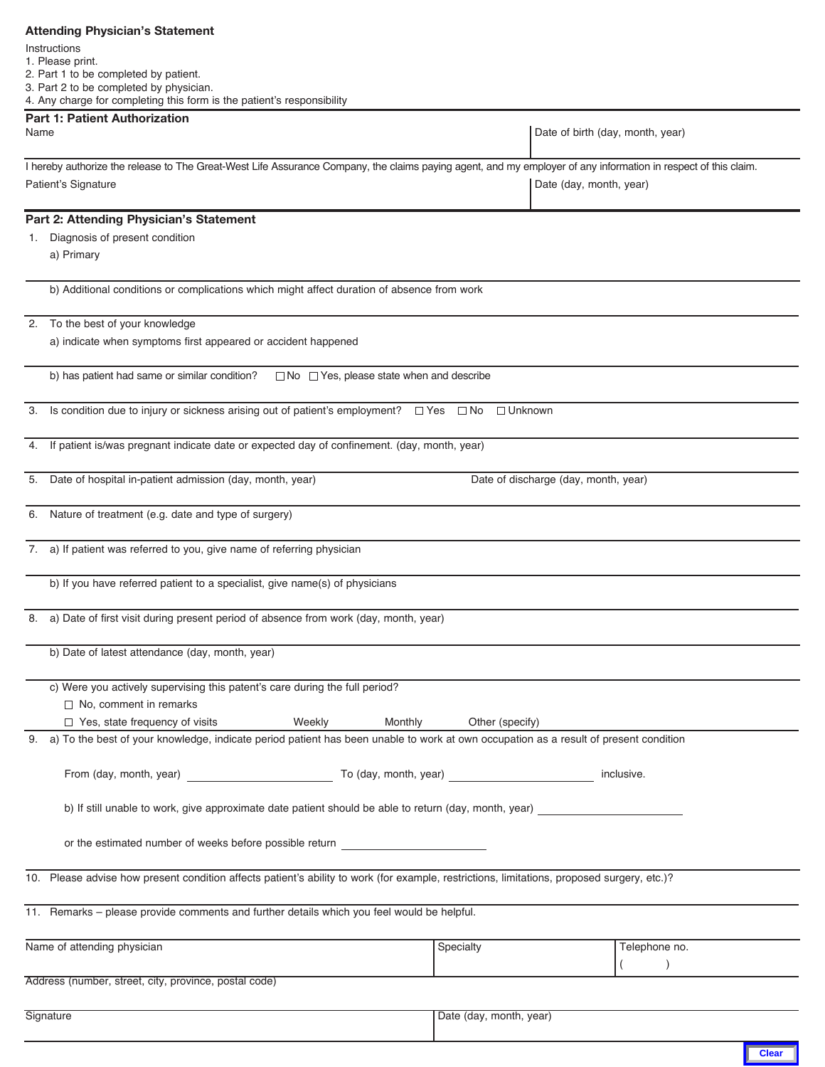## Attending Physician's Statement

Instructions
1. Please print.
2. Part 1 to be completed by patient.
3. Part 2 to be completed by physician.
4. Any charge for completing this form is the patient's responsibility

### Part 1: Patient Authorization

| Name | Date of birth (day, month, year) |
|---|---|
| | |

I hereby authorize the release to The Great-West Life Assurance Company, the claims paying agent, and my employer of any information in respect of this claim.

| Patient's Signature | Date (day, month, year) |
|---|---|
| | |

### Part 2: Attending Physician's Statement

1. Diagnosis of present condition
   a) Primary

   b) Additional conditions or complications which might affect duration of absence from work

2. To the best of your knowledge
   a) indicate when symptoms first appeared or accident happened

   b) has patient had same or similar condition? ☐ No ☐ Yes, please state when and describe

3. Is condition due to injury or sickness arising out of patient's employment? ☐ Yes ☐ No ☐ Unknown

4. If patient is/was pregnant indicate date or expected day of confinement. (day, month, year)

5. Date of hospital in-patient admission (day, month, year) Date of discharge (day, month, year)

6. Nature of treatment (e.g. date and type of surgery)

7. a) If patient was referred to you, give name of referring physician

   b) If you have referred patient to a specialist, give name(s) of physicians

8. a) Date of first visit during present period of absence from work (day, month, year)

   b) Date of latest attendance (day, month, year)

   c) Were you actively supervising this patent's care during the full period?
   ☐ No, comment in remarks
   ☐ Yes, state frequency of visits Weekly Monthly Other (specify)

9. a) To the best of your knowledge, indicate period patient has been unable to work at own occupation as a result of present condition

   From (day, month, year) ______________ To (day, month, year) ______________ inclusive.

   b) If still unable to work, give approximate date patient should be able to return (day, month, year) ______________

   or the estimated number of weeks before possible return ______________

10. Please advise how present condition affects patient's ability to work (for example, restrictions, limitations, proposed surgery, etc.)?

11. Remarks – please provide comments and further details which you feel would be helpful.

| Name of attending physician | Specialty | Telephone no. |
|---|---|---|
| | | ( ) |

Address (number, street, city, province, postal code)

| Signature | Date (day, month, year) |
|---|---|
| | |

Clear